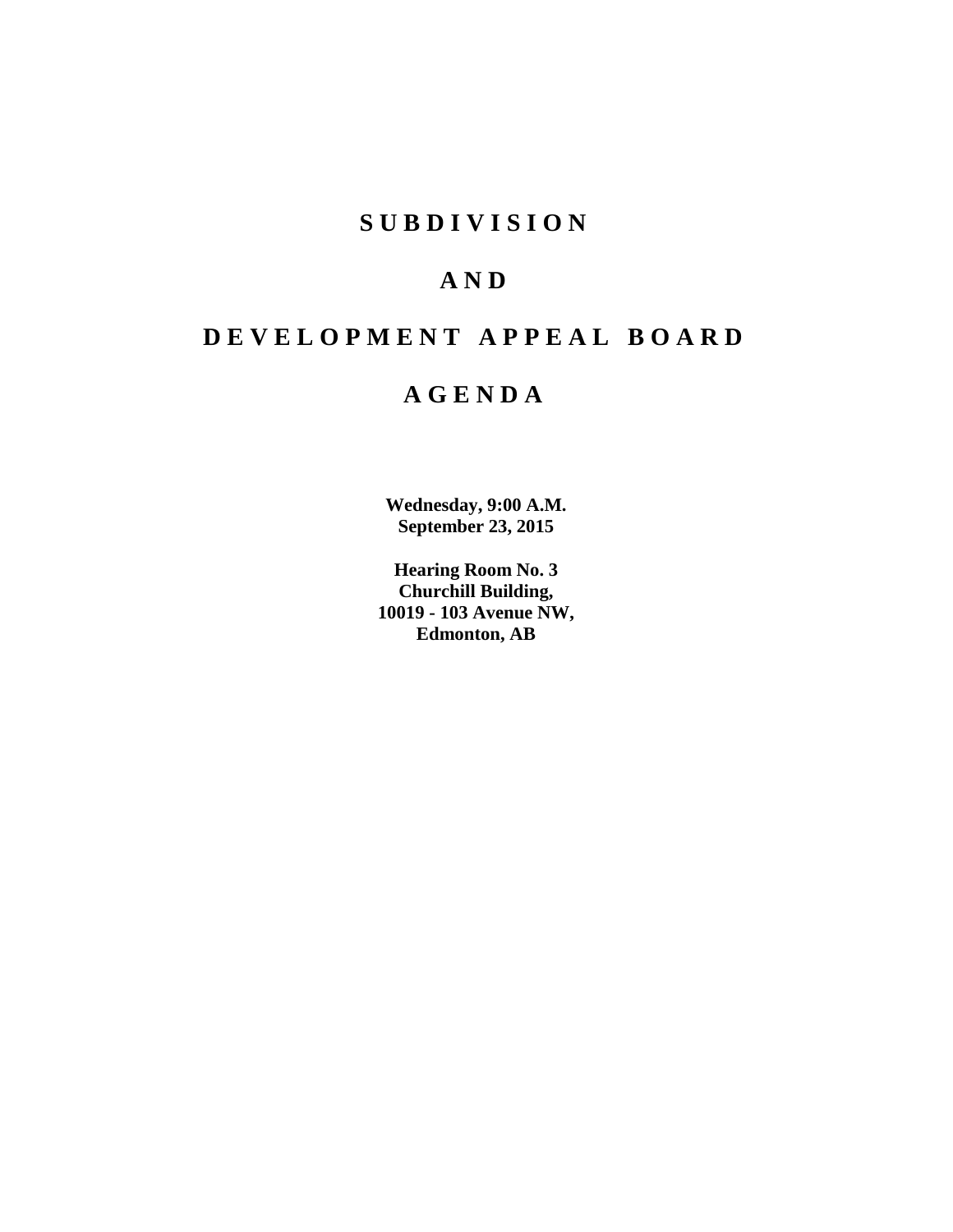# S U B D I V I S I O N

# A N D

# D E V E L O P M E N T   A P P E A L   B O A R D

# A G E N D A

**Wednesday, 9:00 A.M.**
**September 23, 2015**

**Hearing Room No. 3**
**Churchill Building,**
**10019 - 103 Avenue NW,**
**Edmonton, AB**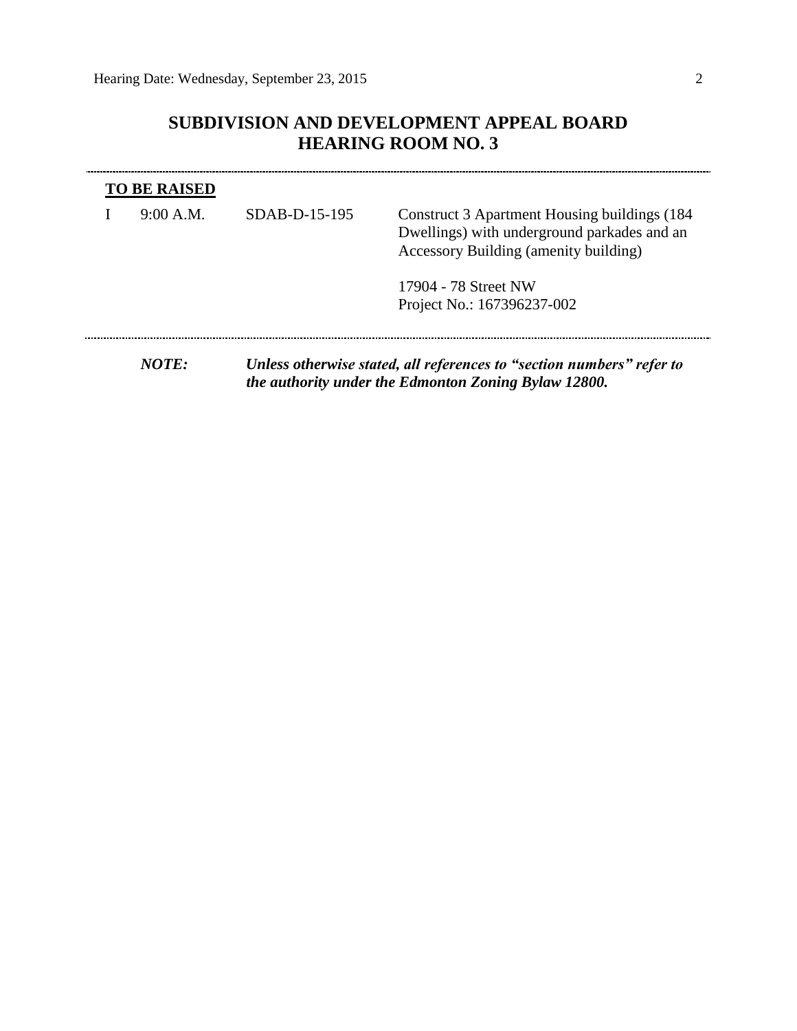# SUBDIVISION AND DEVELOPMENT APPEAL BOARD
# HEARING ROOM NO. 3

---

**TO BE RAISED**

| | | | |
|---|---|---|---|
| I | 9:00 A.M. | SDAB-D-15-195 | Construct 3 Apartment Housing buildings (184 Dwellings) with underground parkades and an Accessory Building (amenity building)<br><br>17904 - 78 Street NW<br>Project No.: 167396237-002 |

---

***NOTE:*** ***Unless otherwise stated, all references to "section numbers" refer to the authority under the Edmonton Zoning Bylaw 12800.***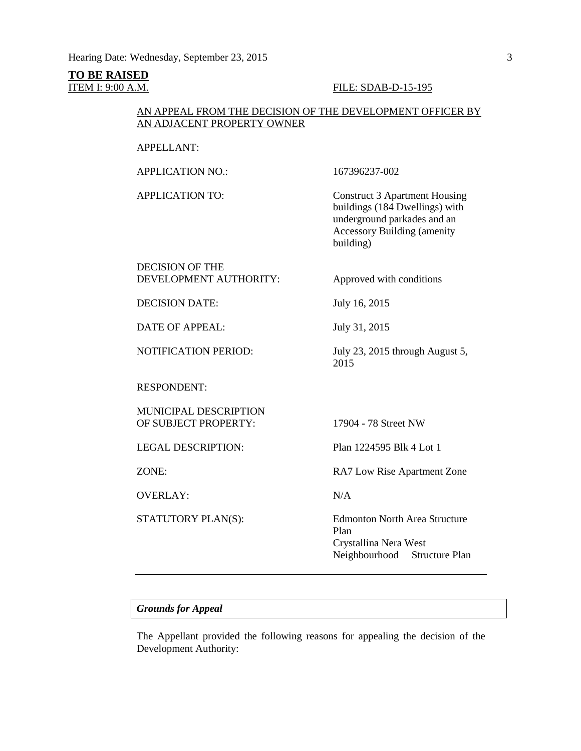**TO BE RAISED**

ITEM I: 9:00 A.M. FILE: SDAB-D-15-195

AN APPEAL FROM THE DECISION OF THE DEVELOPMENT OFFICER BY AN ADJACENT PROPERTY OWNER

| | |
|---|---|
| APPELLANT: | |
| APPLICATION NO.: | 167396237-002 |
| APPLICATION TO: | Construct 3 Apartment Housing buildings (184 Dwellings) with underground parkades and an Accessory Building (amenity building) |
| DECISION OF THE DEVELOPMENT AUTHORITY: | Approved with conditions |
| DECISION DATE: | July 16, 2015 |
| DATE OF APPEAL: | July 31, 2015 |
| NOTIFICATION PERIOD: | July 23, 2015 through August 5, 2015 |
| RESPONDENT: | |
| MUNICIPAL DESCRIPTION OF SUBJECT PROPERTY: | 17904 - 78 Street NW |
| LEGAL DESCRIPTION: | Plan 1224595 Blk 4 Lot 1 |
| ZONE: | RA7 Low Rise Apartment Zone |
| OVERLAY: | N/A |
| STATUTORY PLAN(S): | Edmonton North Area Structure Plan<br>Crystallina Nera West Neighbourhood Structure Plan |

---

***Grounds for Appeal***

The Appellant provided the following reasons for appealing the decision of the Development Authority: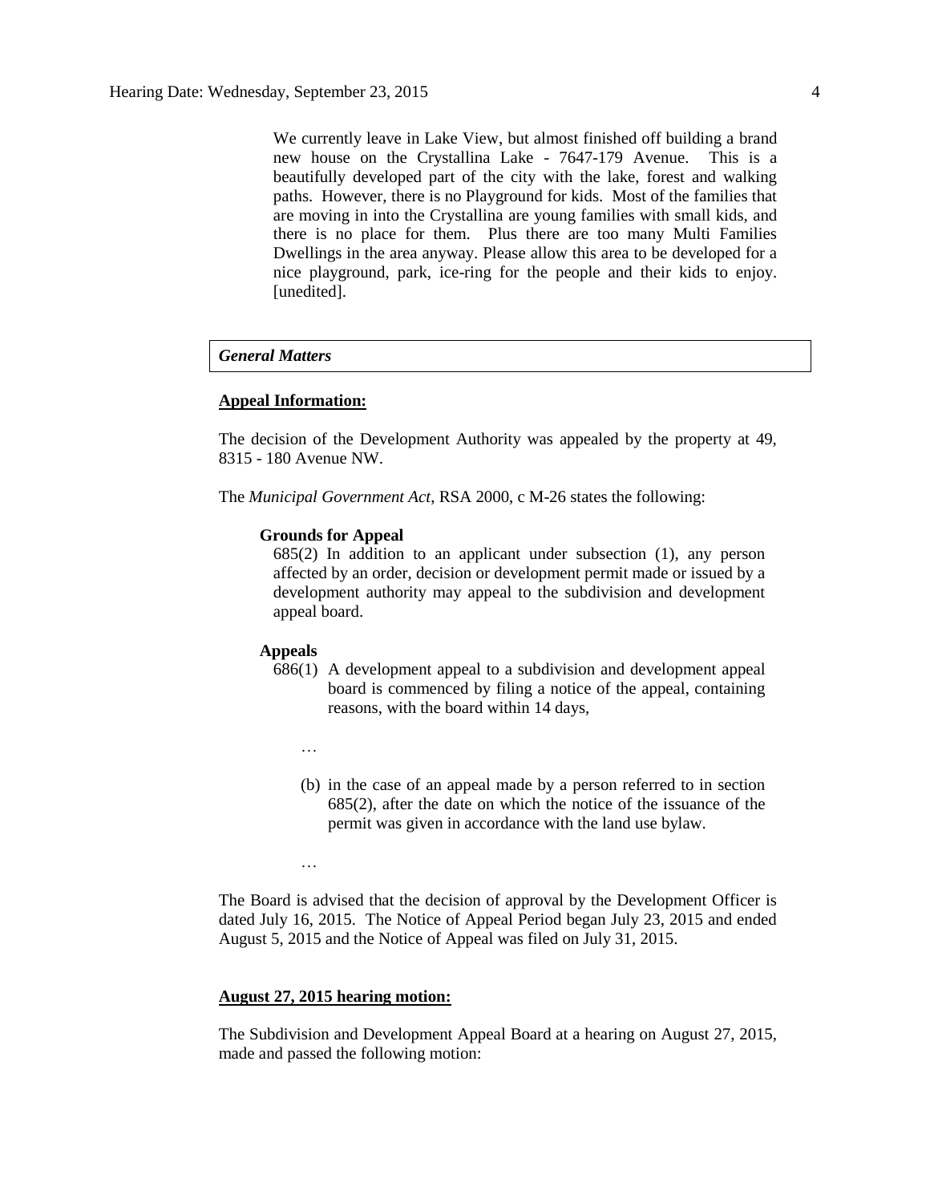We currently leave in Lake View, but almost finished off building a brand new house on the Crystallina Lake - 7647-179 Avenue. This is a beautifully developed part of the city with the lake, forest and walking paths. However, there is no Playground for kids. Most of the families that are moving in into the Crystallina are young families with small kids, and there is no place for them. Plus there are too many Multi Families Dwellings in the area anyway. Please allow this area to be developed for a nice playground, park, ice-ring for the people and their kids to enjoy. [unedited].

***General Matters***

**Appeal Information:**

The decision of the Development Authority was appealed by the property at 49, 8315 - 180 Avenue NW.

The *Municipal Government Act*, RSA 2000, c M-26 states the following:

**Grounds for Appeal**

685(2) In addition to an applicant under subsection (1), any person affected by an order, decision or development permit made or issued by a development authority may appeal to the subdivision and development appeal board.

**Appeals**

686(1) A development appeal to a subdivision and development appeal board is commenced by filing a notice of the appeal, containing reasons, with the board within 14 days,

…

(b) in the case of an appeal made by a person referred to in section 685(2), after the date on which the notice of the issuance of the permit was given in accordance with the land use bylaw.

…

The Board is advised that the decision of approval by the Development Officer is dated July 16, 2015. The Notice of Appeal Period began July 23, 2015 and ended August 5, 2015 and the Notice of Appeal was filed on July 31, 2015.

**August 27, 2015 hearing motion:**

The Subdivision and Development Appeal Board at a hearing on August 27, 2015, made and passed the following motion: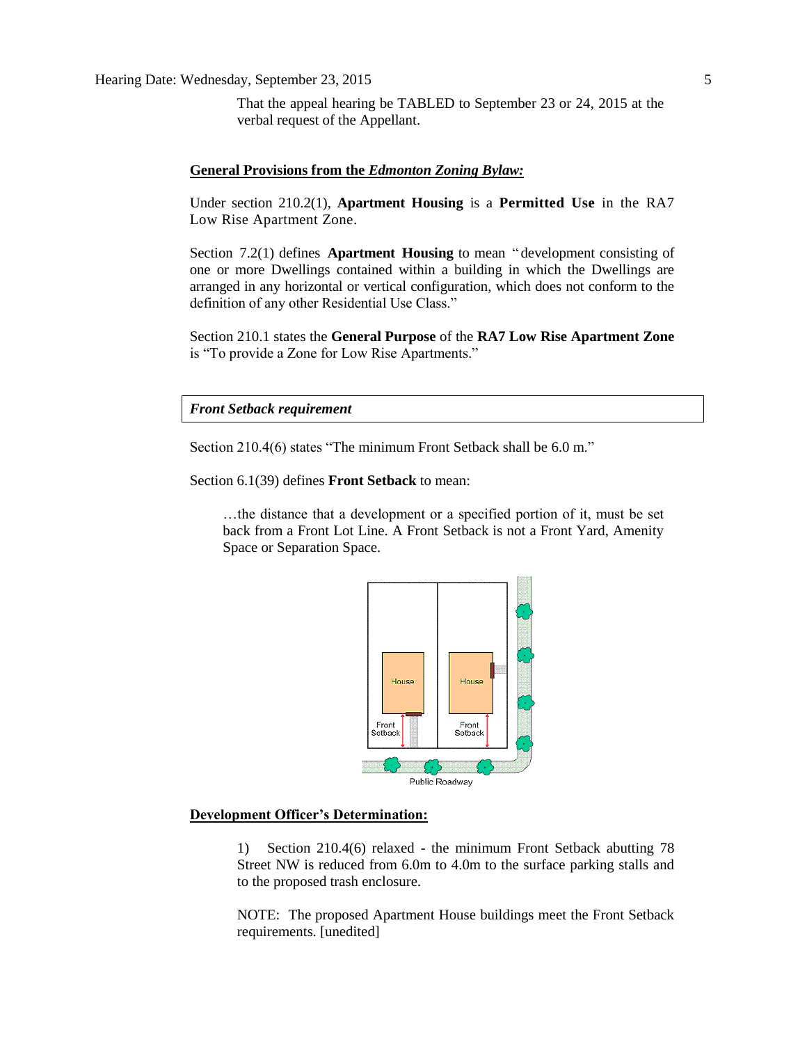That the appeal hearing be TABLED to September 23 or 24, 2015 at the verbal request of the Appellant.

**General Provisions from the *Edmonton Zoning Bylaw:***

Under section 210.2(1), **Apartment Housing** is a **Permitted Use** in the RA7 Low Rise Apartment Zone.

Section 7.2(1) defines **Apartment Housing** to mean "development consisting of one or more Dwellings contained within a building in which the Dwellings are arranged in any horizontal or vertical configuration, which does not conform to the definition of any other Residential Use Class."

Section 210.1 states the **General Purpose** of the **RA7 Low Rise Apartment Zone** is "To provide a Zone for Low Rise Apartments."

***Front Setback requirement***

Section 210.4(6) states "The minimum Front Setback shall be 6.0 m."

Section 6.1(39) defines **Front Setback** to mean:

> …the distance that a development or a specified portion of it, must be set back from a Front Lot Line. A Front Setback is not a Front Yard, Amenity Space or Separation Space.

**Development Officer's Determination:**

1) Section 210.4(6) relaxed - the minimum Front Setback abutting 78 Street NW is reduced from 6.0m to 4.0m to the surface parking stalls and to the proposed trash enclosure.

NOTE: The proposed Apartment House buildings meet the Front Setback requirements. [unedited]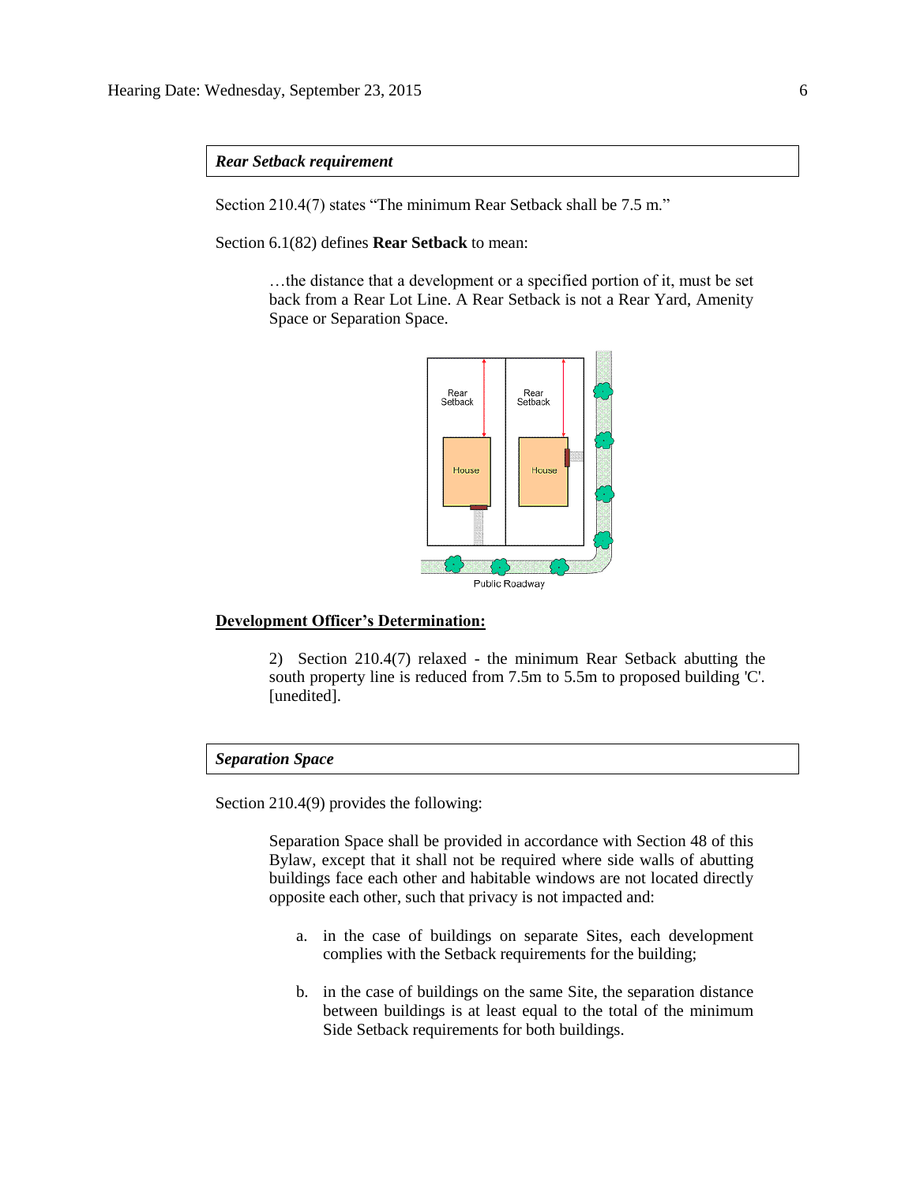***Rear Setback requirement***

Section 210.4(7) states "The minimum Rear Setback shall be 7.5 m."

Section 6.1(82) defines **Rear Setback** to mean:

> …the distance that a development or a specified portion of it, must be set back from a Rear Lot Line. A Rear Setback is not a Rear Yard, Amenity Space or Separation Space.

**<u>Development Officer's Determination:</u>**

> 2) Section 210.4(7) relaxed - the minimum Rear Setback abutting the south property line is reduced from 7.5m to 5.5m to proposed building 'C'. [unedited].

***Separation Space***

Section 210.4(9) provides the following:

> Separation Space shall be provided in accordance with Section 48 of this Bylaw, except that it shall not be required where side walls of abutting buildings face each other and habitable windows are not located directly opposite each other, such that privacy is not impacted and:
>
> a. in the case of buildings on separate Sites, each development complies with the Setback requirements for the building;
>
> b. in the case of buildings on the same Site, the separation distance between buildings is at least equal to the total of the minimum Side Setback requirements for both buildings.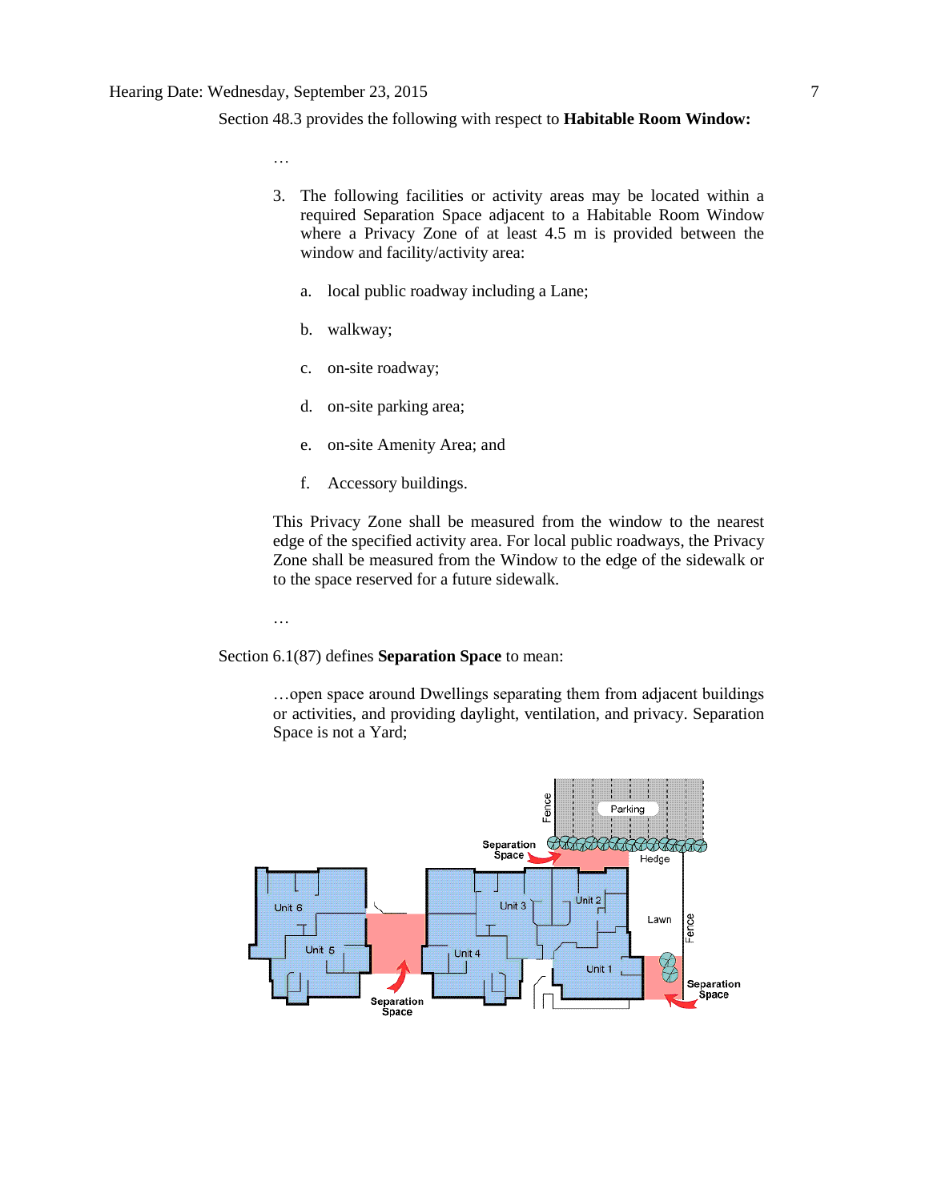Section 48.3 provides the following with respect to **Habitable Room Window:**

> …
>
> 3. The following facilities or activity areas may be located within a required Separation Space adjacent to a Habitable Room Window where a Privacy Zone of at least 4.5 m is provided between the window and facility/activity area:
>
>    a. local public roadway including a Lane;
>
>    b. walkway;
>
>    c. on-site roadway;
>
>    d. on-site parking area;
>
>    e. on-site Amenity Area; and
>
>    f. Accessory buildings.
>
> This Privacy Zone shall be measured from the window to the nearest edge of the specified activity area. For local public roadways, the Privacy Zone shall be measured from the Window to the edge of the sidewalk or to the space reserved for a future sidewalk.
>
> …

Section 6.1(87) defines **Separation Space** to mean:

> …open space around Dwellings separating them from adjacent buildings or activities, and providing daylight, ventilation, and privacy. Separation Space is not a Yard;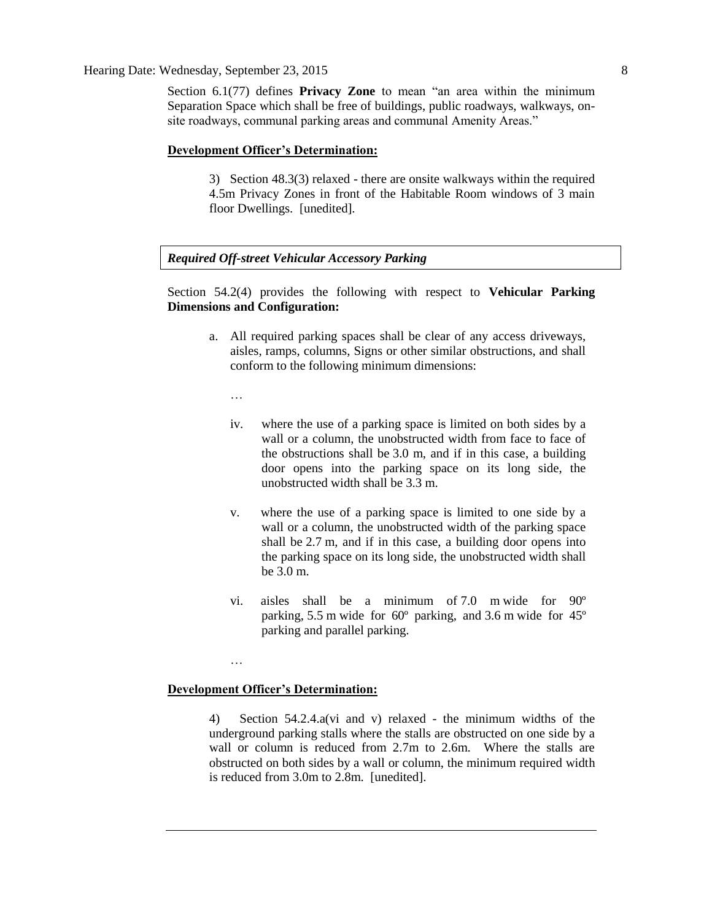Section 6.1(77) defines **Privacy Zone** to mean "an area within the minimum Separation Space which shall be free of buildings, public roadways, walkways, on-site roadways, communal parking areas and communal Amenity Areas."

**Development Officer's Determination:**

> 3) Section 48.3(3) relaxed - there are onsite walkways within the required 4.5m Privacy Zones in front of the Habitable Room windows of 3 main floor Dwellings. [unedited].

***Required Off-street Vehicular Accessory Parking***

Section 54.2(4) provides the following with respect to **Vehicular Parking Dimensions and Configuration:**

a. All required parking spaces shall be clear of any access driveways, aisles, ramps, columns, Signs or other similar obstructions, and shall conform to the following minimum dimensions:

…

iv. where the use of a parking space is limited on both sides by a wall or a column, the unobstructed width from face to face of the obstructions shall be 3.0 m, and if in this case, a building door opens into the parking space on its long side, the unobstructed width shall be 3.3 m.

v. where the use of a parking space is limited to one side by a wall or a column, the unobstructed width of the parking space shall be 2.7 m, and if in this case, a building door opens into the parking space on its long side, the unobstructed width shall be 3.0 m.

vi. aisles shall be a minimum of 7.0 m wide for 90º parking, 5.5 m wide for 60º parking, and 3.6 m wide for 45º parking and parallel parking.

…

**Development Officer's Determination:**

> 4) Section 54.2.4.a(vi and v) relaxed - the minimum widths of the underground parking stalls where the stalls are obstructed on one side by a wall or column is reduced from 2.7m to 2.6m. Where the stalls are obstructed on both sides by a wall or column, the minimum required width is reduced from 3.0m to 2.8m. [unedited].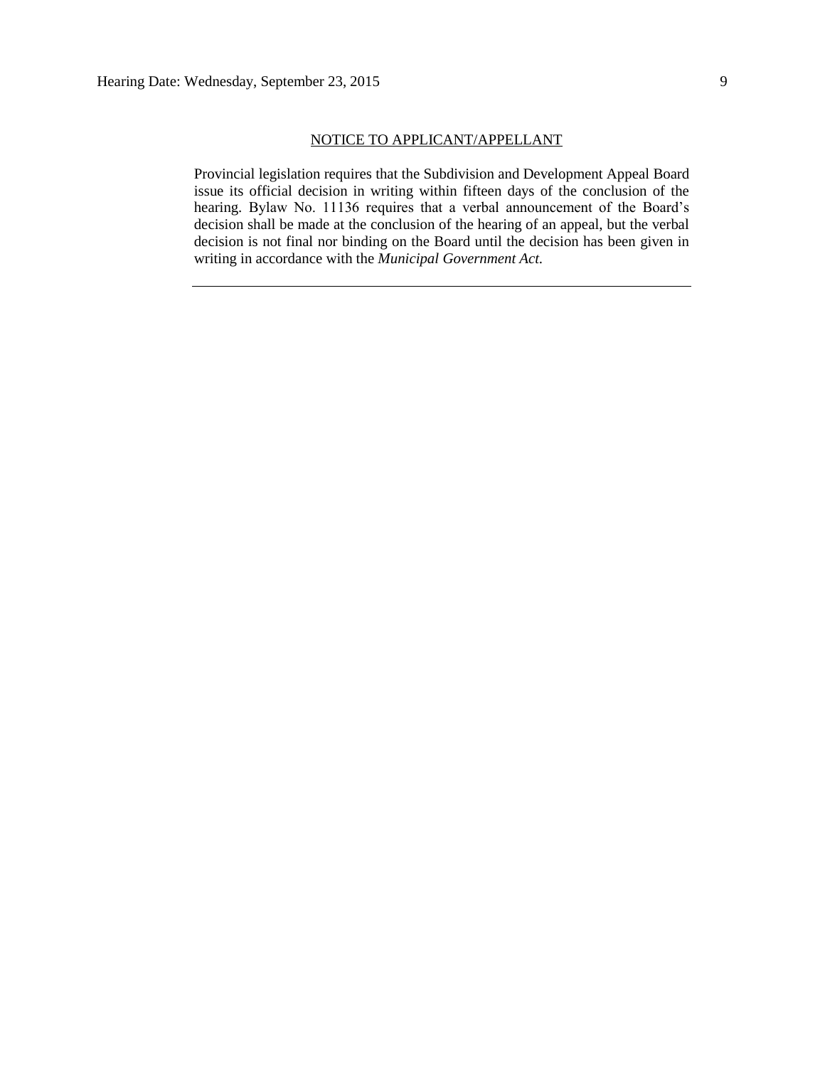## NOTICE TO APPLICANT/APPELLANT

Provincial legislation requires that the Subdivision and Development Appeal Board issue its official decision in writing within fifteen days of the conclusion of the hearing. Bylaw No. 11136 requires that a verbal announcement of the Board's decision shall be made at the conclusion of the hearing of an appeal, but the verbal decision is not final nor binding on the Board until the decision has been given in writing in accordance with the *Municipal Government Act.*

---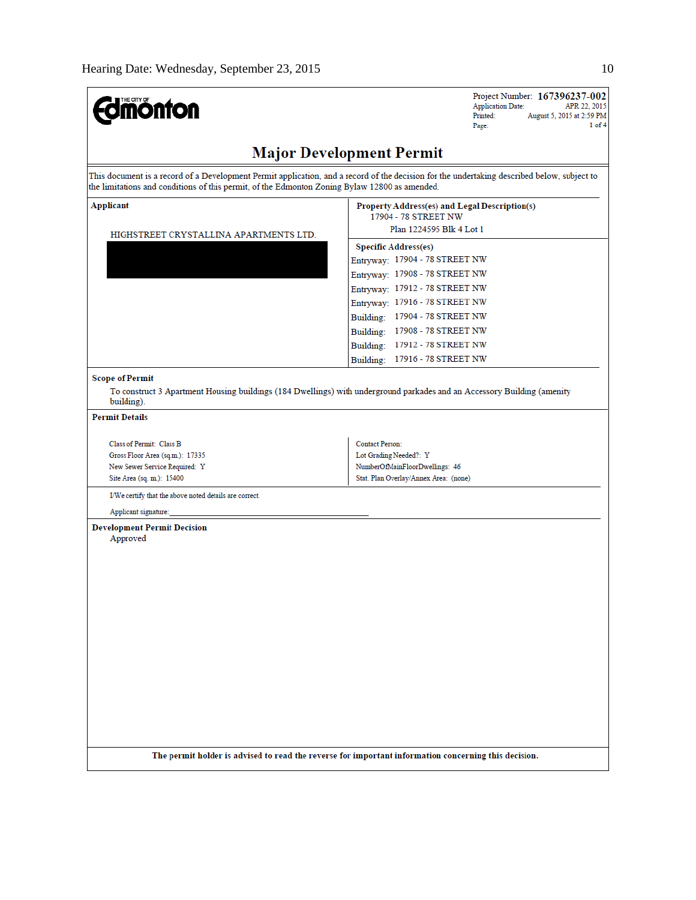**THE CITY OF Edmonton**

Project Number: **167396237-002**
Application Date: APR 22, 2015
Printed: August 5, 2015 at 2:59 PM
Page: 1 of 4

# Major Development Permit

This document is a record of a Development Permit application, and a record of the decision for the undertaking described below, subject to the limitations and conditions of this permit, of the Edmonton Zoning Bylaw 12800 as amended.

| **Applicant** | **Property Address(es) and Legal Description(s)** |
|---|---|
| HIGHSTREET CRYSTALLINA APARTMENTS LTD. | 17904 - 78 STREET NW<br>Plan 1224595 Blk 4 Lot 1 |

**Specific Address(es)**

- Entryway: 17904 - 78 STREET NW
- Entryway: 17908 - 78 STREET NW
- Entryway: 17912 - 78 STREET NW
- Entryway: 17916 - 78 STREET NW
- Building: 17904 - 78 STREET NW
- Building: 17908 - 78 STREET NW
- Building: 17912 - 78 STREET NW
- Building: 17916 - 78 STREET NW

**Scope of Permit**

To construct 3 Apartment Housing buildings (184 Dwellings) with underground parkades and an Accessory Building (amenity building).

**Permit Details**

| | |
|---|---|
| Class of Permit: Class B | Contact Person: |
| Gross Floor Area (sq.m.): 17335 | Lot Grading Needed?: Y |
| New Sewer Service Required: Y | NumberOfMainFloorDwellings: 46 |
| Site Area (sq. m.): 15400 | Stat. Plan Overlay/Annex Area: (none) |

I/We certify that the above noted details are correct.

Applicant signature:\_\_\_\_\_\_\_\_\_\_\_\_\_\_\_\_\_\_\_\_\_\_\_\_\_\_\_\_\_\_\_\_\_\_\_\_

**Development Permit Decision**

Approved

**The permit holder is advised to read the reverse for important information concerning this decision.**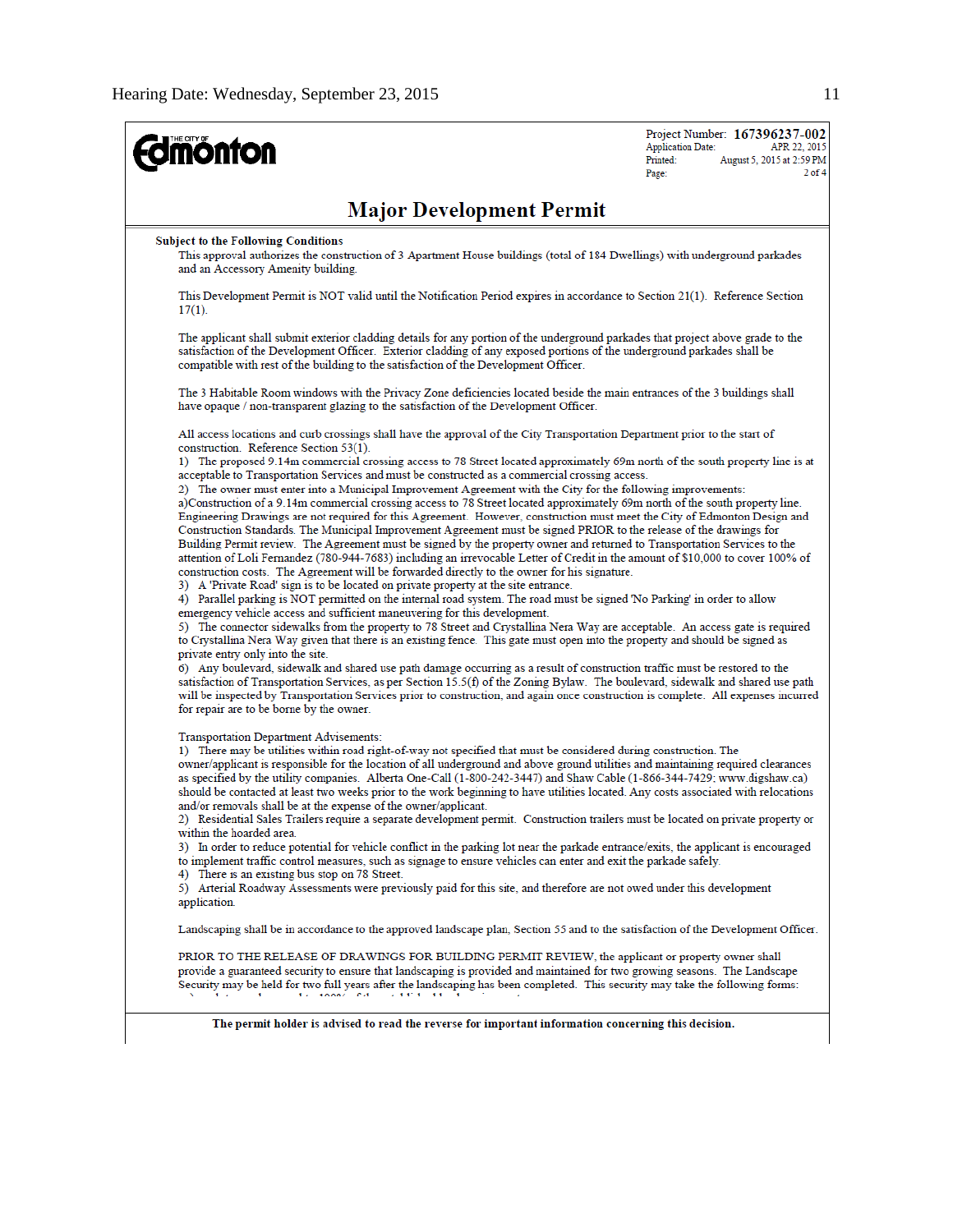Project Number: **167396237-002**
Application Date: APR 22, 2015
Printed: August 5, 2015 at 2:59 PM
Page: 2 of 4

# Major Development Permit

**Subject to the Following Conditions**

This approval authorizes the construction of 3 Apartment House buildings (total of 184 Dwellings) with underground parkades and an Accessory Amenity building.

This Development Permit is NOT valid until the Notification Period expires in accordance to Section 21(1). Reference Section 17(1).

The applicant shall submit exterior cladding details for any portion of the underground parkades that project above grade to the satisfaction of the Development Officer. Exterior cladding of any exposed portions of the underground parkades shall be compatible with rest of the building to the satisfaction of the Development Officer.

The 3 Habitable Room windows with the Privacy Zone deficiencies located beside the main entrances of the 3 buildings shall have opaque / non-transparent glazing to the satisfaction of the Development Officer.

All access locations and curb crossings shall have the approval of the City Transportation Department prior to the start of construction. Reference Section 53(1).

1) The proposed 9.14m commercial crossing access to 78 Street located approximately 69m north of the south property line is at acceptable to Transportation Services and must be constructed as a commercial crossing access.

2) The owner must enter into a Municipal Improvement Agreement with the City for the following improvements:
a)Construction of a 9.14m commercial crossing access to 78 Street located approximately 69m north of the south property line. Engineering Drawings are not required for this Agreement. However, construction must meet the City of Edmonton Design and Construction Standards. The Municipal Improvement Agreement must be signed PRIOR to the release of the drawings for Building Permit review. The Agreement must be signed by the property owner and returned to Transportation Services to the attention of Loli Fernandez (780-944-7683) including an irrevocable Letter of Credit in the amount of $10,000 to cover 100% of construction costs. The Agreement will be forwarded directly to the owner for his signature.

3) A 'Private Road' sign is to be located on private property at the site entrance.

4) Parallel parking is NOT permitted on the internal road system. The road must be signed 'No Parking' in order to allow emergency vehicle access and sufficient maneuvering for this development.

5) The connector sidewalks from the property to 78 Street and Crystallina Nera Way are acceptable. An access gate is required to Crystallina Nera Way given that there is an existing fence. This gate must open into the property and should be signed as private entry only into the site.

6) Any boulevard, sidewalk and shared use path damage occurring as a result of construction traffic must be restored to the satisfaction of Transportation Services, as per Section 15.5(f) of the Zoning Bylaw. The boulevard, sidewalk and shared use path will be inspected by Transportation Services prior to construction, and again once construction is complete. All expenses incurred for repair are to be borne by the owner.

Transportation Department Advisements:

1) There may be utilities within road right-of-way not specified that must be considered during construction. The owner/applicant is responsible for the location of all underground and above ground utilities and maintaining required clearances as specified by the utility companies. Alberta One-Call (1-800-242-3447) and Shaw Cable (1-866-344-7429; www.digshaw.ca) should be contacted at least two weeks prior to the work beginning to have utilities located. Any costs associated with relocations and/or removals shall be at the expense of the owner/applicant.

2) Residential Sales Trailers require a separate development permit. Construction trailers must be located on private property or within the hoarded area.

3) In order to reduce potential for vehicle conflict in the parking lot near the parkade entrance/exits, the applicant is encouraged to implement traffic control measures, such as signage to ensure vehicles can enter and exit the parkade safely.

4) There is an existing bus stop on 78 Street.

5) Arterial Roadway Assessments were previously paid for this site, and therefore are not owed under this development application.

Landscaping shall be in accordance to the approved landscape plan, Section 55 and to the satisfaction of the Development Officer.

PRIOR TO THE RELEASE OF DRAWINGS FOR BUILDING PERMIT REVIEW, the applicant or property owner shall provide a guaranteed security to ensure that landscaping is provided and maintained for two growing seasons. The Landscape Security may be held for two full years after the landscaping has been completed. This security may take the following forms:

**The permit holder is advised to read the reverse for important information concerning this decision.**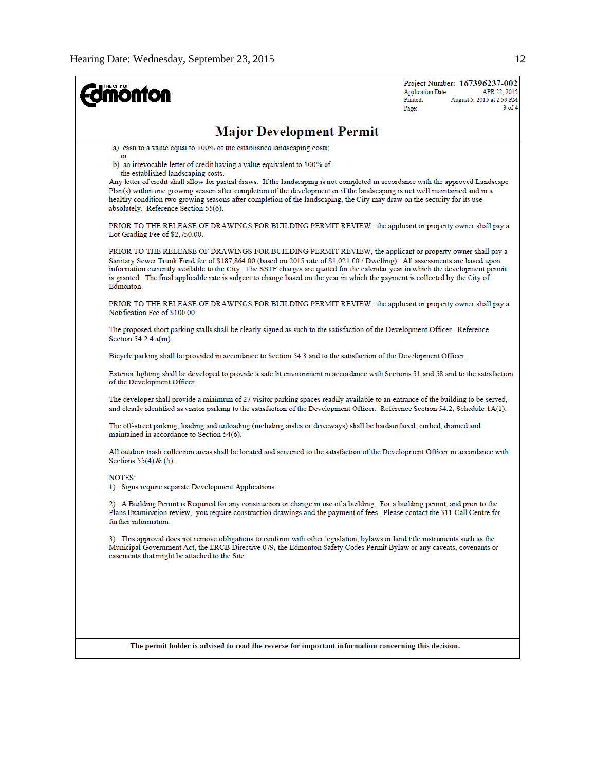Project Number: **167396237-002**
Application Date: APR 22, 2015
Printed: August 5, 2015 at 2:59 PM

# Major Development Permit

a) cash to a value equal to 100% of the established landscaping costs;
   or
b) an irrevocable letter of credit having a value equivalent to 100% of the established landscaping costs.

Any letter of credit shall allow for partial draws. If the landscaping is not completed in accordance with the approved Landscape Plan(s) within one growing season after completion of the development or if the landscaping is not well maintained and in a healthy condition two growing seasons after completion of the landscaping, the City may draw on the security for its use absolutely. Reference Section 55(6).

PRIOR TO THE RELEASE OF DRAWINGS FOR BUILDING PERMIT REVIEW, the applicant or property owner shall pay a Lot Grading Fee of $2,750.00.

PRIOR TO THE RELEASE OF DRAWINGS FOR BUILDING PERMIT REVIEW, the applicant or property owner shall pay a Sanitary Sewer Trunk Fund fee of $187,864.00 (based on 2015 rate of $1,021.00 / Dwelling). All assessments are based upon information currently available to the City. The SSTF charges are quoted for the calendar year in which the development permit is granted. The final applicable rate is subject to change based on the year in which the payment is collected by the City of Edmonton.

PRIOR TO THE RELEASE OF DRAWINGS FOR BUILDING PERMIT REVIEW, the applicant or property owner shall pay a Notification Fee of $100.00.

The proposed short parking stalls shall be clearly signed as such to the satisfaction of the Development Officer. Reference Section 54.2.4.a(iii).

Bicycle parking shall be provided in accordance to Section 54.3 and to the satisfaction of the Development Officer.

Exterior lighting shall be developed to provide a safe lit environment in accordance with Sections 51 and 58 and to the satisfaction of the Development Officer.

The developer shall provide a minimum of 27 visitor parking spaces readily available to an entrance of the building to be served, and clearly identified as visitor parking to the satisfaction of the Development Officer. Reference Section 54.2, Schedule 1A(1).

The off-street parking, loading and unloading (including aisles or driveways) shall be hardsurfaced, curbed, drained and maintained in accordance to Section 54(6).

All outdoor trash collection areas shall be located and screened to the satisfaction of the Development Officer in accordance with Sections 55(4) & (5).

NOTES:

1) Signs require separate Development Applications.

2) A Building Permit is Required for any construction or change in use of a building. For a building permit, and prior to the Plans Examination review, you require construction drawings and the payment of fees. Please contact the 311 Call Centre for further information.

3) This approval does not remove obligations to conform with other legislation, bylaws or land title instruments such as the Municipal Government Act, the ERCB Directive 079, the Edmonton Safety Codes Permit Bylaw or any caveats, covenants or easements that might be attached to the Site.

**The permit holder is advised to read the reverse for important information concerning this decision.**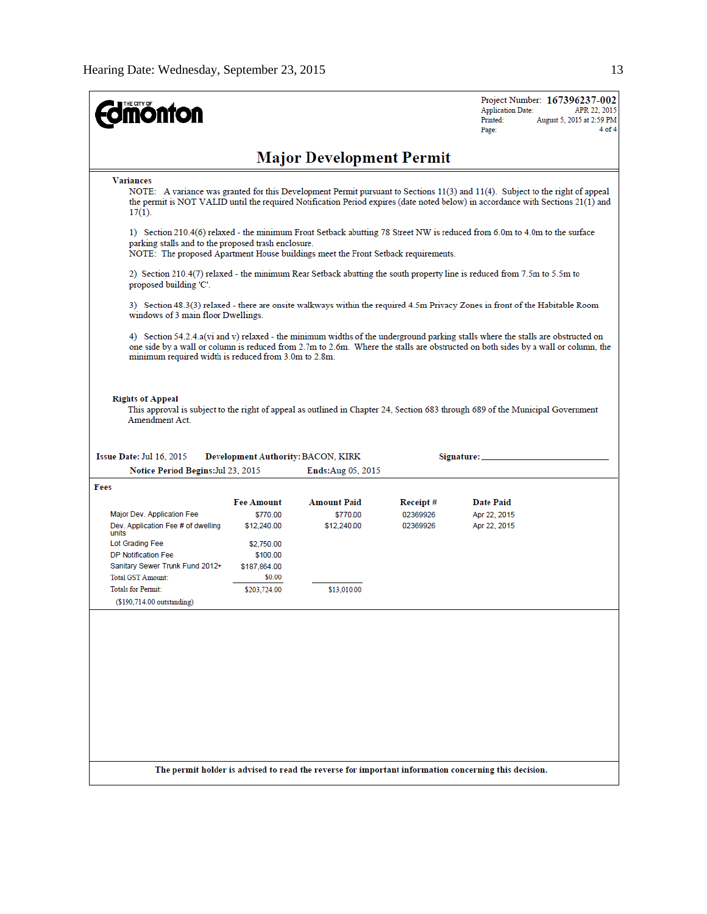**THE CITY OF Edmonton**

Project Number: **167396237-002**
Application Date: APR 22, 2015
Printed: August 5, 2015 at 2:59 PM
Page: 4 of 4

# Major Development Permit

**Variances**

NOTE: A variance was granted for this Development Permit pursuant to Sections 11(3) and 11(4). Subject to the right of appeal the permit is NOT VALID until the required Notification Period expires (date noted below) in accordance with Sections 21(1) and 17(1).

1) Section 210.4(6) relaxed - the minimum Front Setback abutting 78 Street NW is reduced from 6.0m to 4.0m to the surface parking stalls and to the proposed trash enclosure.
NOTE: The proposed Apartment House buildings meet the Front Setback requirements.

2) Section 210.4(7) relaxed - the minimum Rear Setback abutting the south property line is reduced from 7.5m to 5.5m to proposed building 'C'.

3) Section 48.3(3) relaxed - there are onsite walkways within the required 4.5m Privacy Zones in front of the Habitable Room windows of 3 main floor Dwellings.

4) Section 54.2.4.a(vi and v) relaxed - the minimum widths of the underground parking stalls where the stalls are obstructed on one side by a wall or column is reduced from 2.7m to 2.6m. Where the stalls are obstructed on both sides by a wall or column, the minimum required width is reduced from 3.0m to 2.8m.

**Rights of Appeal**

This approval is subject to the right of appeal as outlined in Chapter 24, Section 683 through 689 of the Municipal Government Amendment Act.

**Issue Date:** Jul 16, 2015 **Development Authority:** BACON, KIRK **Signature:** ____________________

**Notice Period Begins:** Jul 23, 2015 **Ends:** Aug 05, 2015

**Fees**

| | Fee Amount | Amount Paid | Receipt # | Date Paid |
|---|---|---|---|---|
| Major Dev. Application Fee | $770.00 | $770.00 | 02369926 | Apr 22, 2015 |
| Dev. Application Fee # of dwelling units | $12,240.00 | $12,240.00 | 02369926 | Apr 22, 2015 |
| Lot Grading Fee | $2,750.00 | | | |
| DP Notification Fee | $100.00 | | | |
| Sanitary Sewer Trunk Fund 2012+ | $187,864.00 | | | |
| Total GST Amount: | $0.00 | | | |
| Totals for Permit: | $203,724.00 | $13,010.00 | | |
| ($190,714.00 outstanding) | | | | |

**The permit holder is advised to read the reverse for important information concerning this decision.**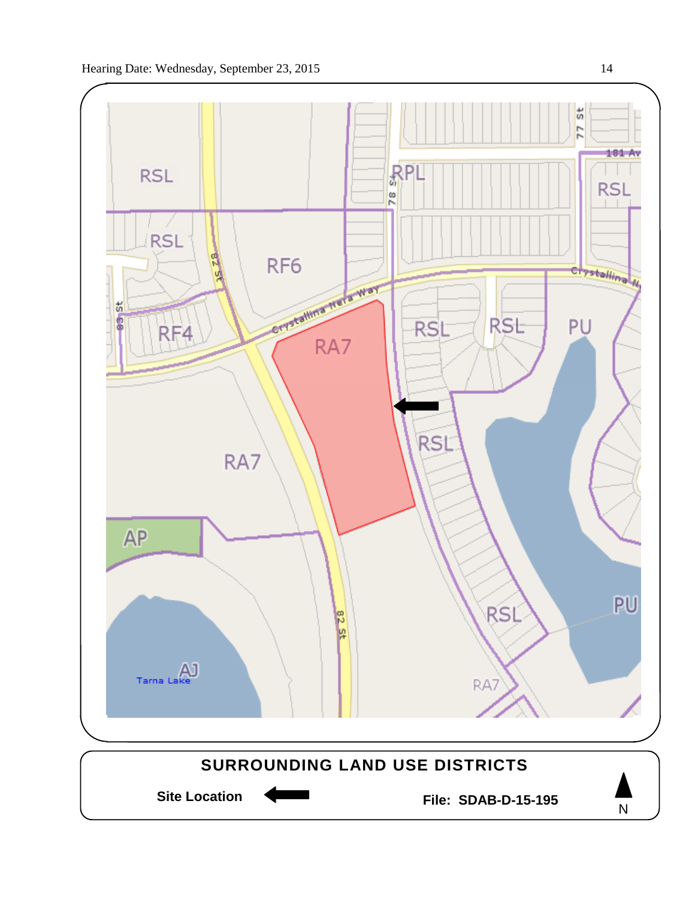RSL

RPL

78 St

77 St

181 Av

RSL

RSL

82 St

RF6

Crystallina Nera Way

Crystallina N

83 St

RF4

RA7

RSL

RSL

PU

RSL

RA7

AP

82 St

RSL

PU

Tarna Lake

AJ

RA7

**SURROUNDING LAND USE DISTRICTS**

**Site Location**

**File: SDAB-D-15-195**

N